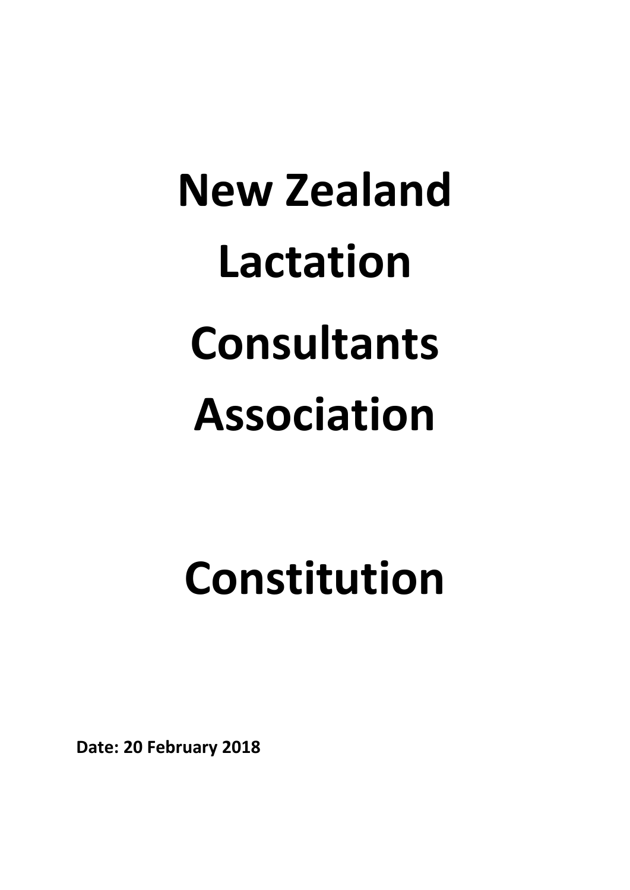# New Zealand Lactation Consultants Association

# Constitution

**Date: 20 February 2018**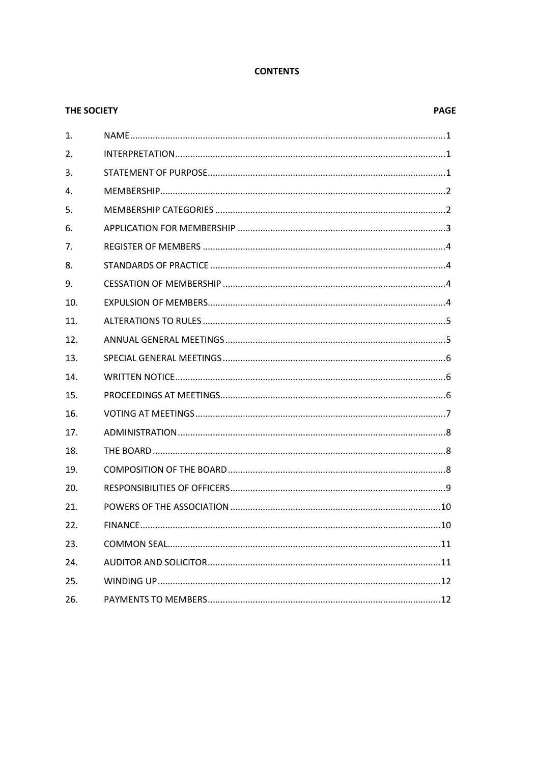**CONTENTS**

| THE SOCIETY | | PAGE |
|---|---|---|
| 1. | NAME | 1 |
| 2. | INTERPRETATION | 1 |
| 3. | STATEMENT OF PURPOSE | 1 |
| 4. | MEMBERSHIP | 2 |
| 5. | MEMBERSHIP CATEGORIES | 2 |
| 6. | APPLICATION FOR MEMBERSHIP | 3 |
| 7. | REGISTER OF MEMBERS | 4 |
| 8. | STANDARDS OF PRACTICE | 4 |
| 9. | CESSATION OF MEMBERSHIP | 4 |
| 10. | EXPULSION OF MEMBERS | 4 |
| 11. | ALTERATIONS TO RULES | 5 |
| 12. | ANNUAL GENERAL MEETINGS | 5 |
| 13. | SPECIAL GENERAL MEETINGS | 6 |
| 14. | WRITTEN NOTICE | 6 |
| 15. | PROCEEDINGS AT MEETINGS | 6 |
| 16. | VOTING AT MEETINGS | 7 |
| 17. | ADMINISTRATION | 8 |
| 18. | THE BOARD | 8 |
| 19. | COMPOSITION OF THE BOARD | 8 |
| 20. | RESPONSIBILITIES OF OFFICERS | 9 |
| 21. | POWERS OF THE ASSOCIATION | 10 |
| 22. | FINANCE | 10 |
| 23. | COMMON SEAL | 11 |
| 24. | AUDITOR AND SOLICITOR | 11 |
| 25. | WINDING UP | 12 |
| 26. | PAYMENTS TO MEMBERS | 12 |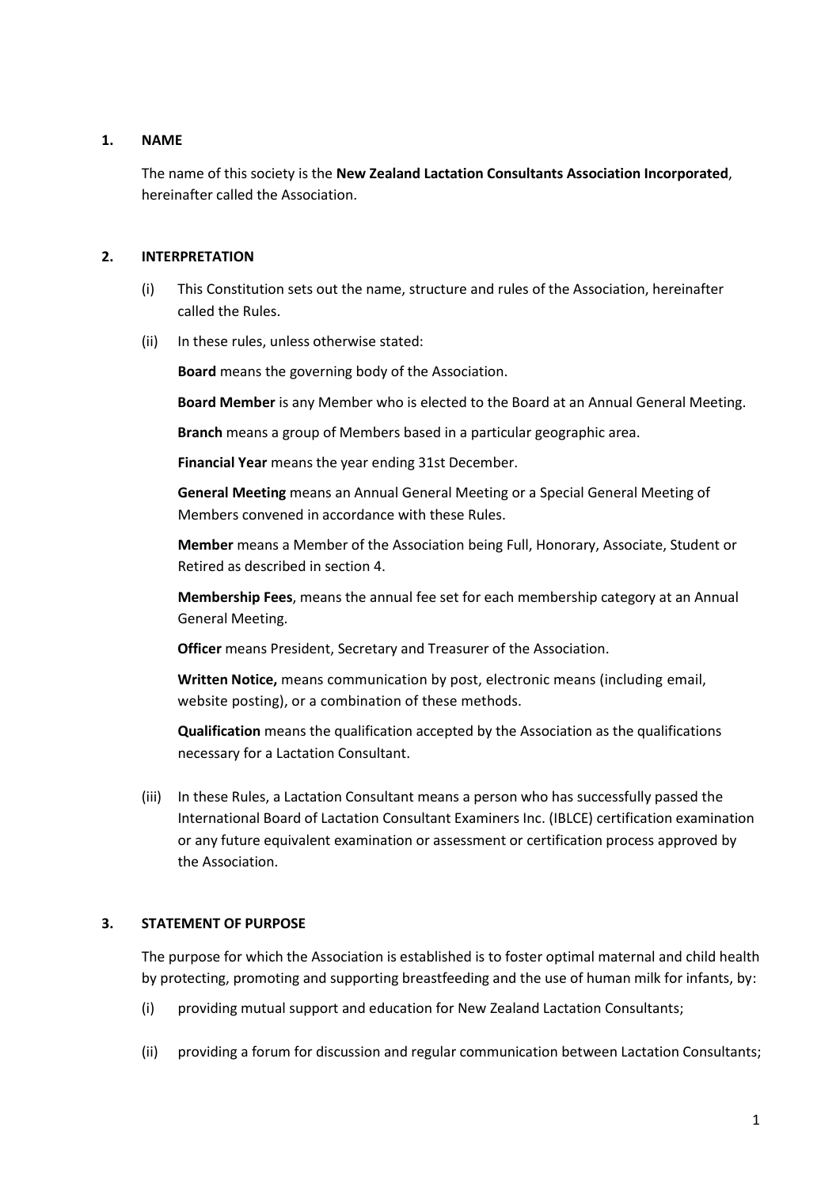## 1. NAME

The name of this society is the **New Zealand Lactation Consultants Association Incorporated**, hereinafter called the Association.

## 2. INTERPRETATION

(i) This Constitution sets out the name, structure and rules of the Association, hereinafter called the Rules.

(ii) In these rules, unless otherwise stated:

**Board** means the governing body of the Association.

**Board Member** is any Member who is elected to the Board at an Annual General Meeting.

**Branch** means a group of Members based in a particular geographic area.

**Financial Year** means the year ending 31st December.

**General Meeting** means an Annual General Meeting or a Special General Meeting of Members convened in accordance with these Rules.

**Member** means a Member of the Association being Full, Honorary, Associate, Student or Retired as described in section 4.

**Membership Fees**, means the annual fee set for each membership category at an Annual General Meeting.

**Officer** means President, Secretary and Treasurer of the Association.

**Written Notice,** means communication by post, electronic means (including email, website posting), or a combination of these methods.

**Qualification** means the qualification accepted by the Association as the qualifications necessary for a Lactation Consultant.

(iii) In these Rules, a Lactation Consultant means a person who has successfully passed the International Board of Lactation Consultant Examiners Inc. (IBLCE) certification examination or any future equivalent examination or assessment or certification process approved by the Association.

## 3. STATEMENT OF PURPOSE

The purpose for which the Association is established is to foster optimal maternal and child health by protecting, promoting and supporting breastfeeding and the use of human milk for infants, by:

(i) providing mutual support and education for New Zealand Lactation Consultants;

(ii) providing a forum for discussion and regular communication between Lactation Consultants;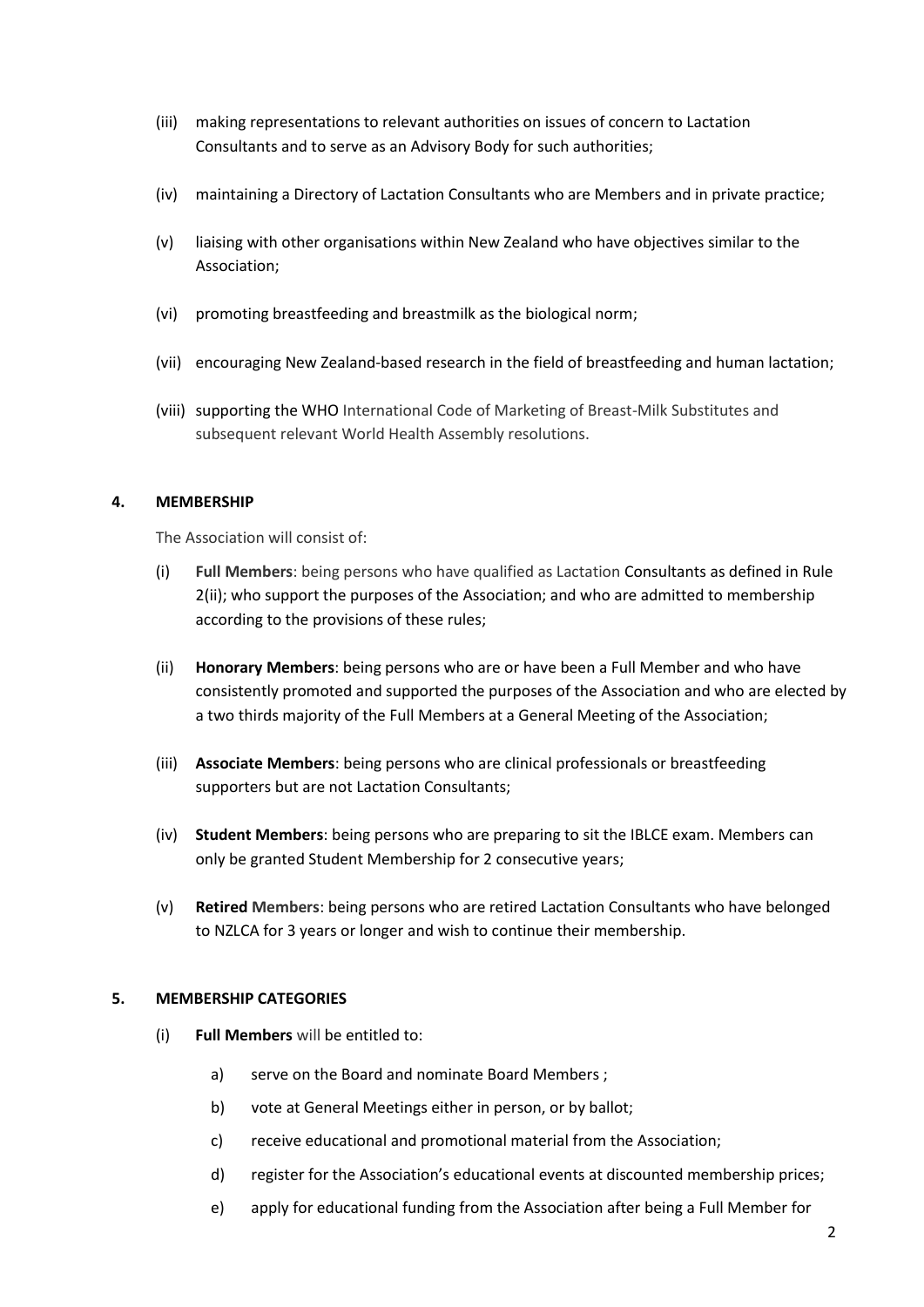(iii) making representations to relevant authorities on issues of concern to Lactation Consultants and to serve as an Advisory Body for such authorities;

(iv) maintaining a Directory of Lactation Consultants who are Members and in private practice;

(v) liaising with other organisations within New Zealand who have objectives similar to the Association;

(vi) promoting breastfeeding and breastmilk as the biological norm;

(vii) encouraging New Zealand-based research in the field of breastfeeding and human lactation;

(viii) supporting the WHO International Code of Marketing of Breast-Milk Substitutes and subsequent relevant World Health Assembly resolutions.

## 4. MEMBERSHIP

The Association will consist of:

(i) **Full Members**: being persons who have qualified as Lactation Consultants as defined in Rule 2(ii); who support the purposes of the Association; and who are admitted to membership according to the provisions of these rules;

(ii) **Honorary Members**: being persons who are or have been a Full Member and who have consistently promoted and supported the purposes of the Association and who are elected by a two thirds majority of the Full Members at a General Meeting of the Association;

(iii) **Associate Members**: being persons who are clinical professionals or breastfeeding supporters but are not Lactation Consultants;

(iv) **Student Members**: being persons who are preparing to sit the IBLCE exam. Members can only be granted Student Membership for 2 consecutive years;

(v) **Retired Members**: being persons who are retired Lactation Consultants who have belonged to NZLCA for 3 years or longer and wish to continue their membership.

## 5. MEMBERSHIP CATEGORIES

(i) **Full Members** will be entitled to:

a) serve on the Board and nominate Board Members ;

b) vote at General Meetings either in person, or by ballot;

c) receive educational and promotional material from the Association;

d) register for the Association's educational events at discounted membership prices;

e) apply for educational funding from the Association after being a Full Member for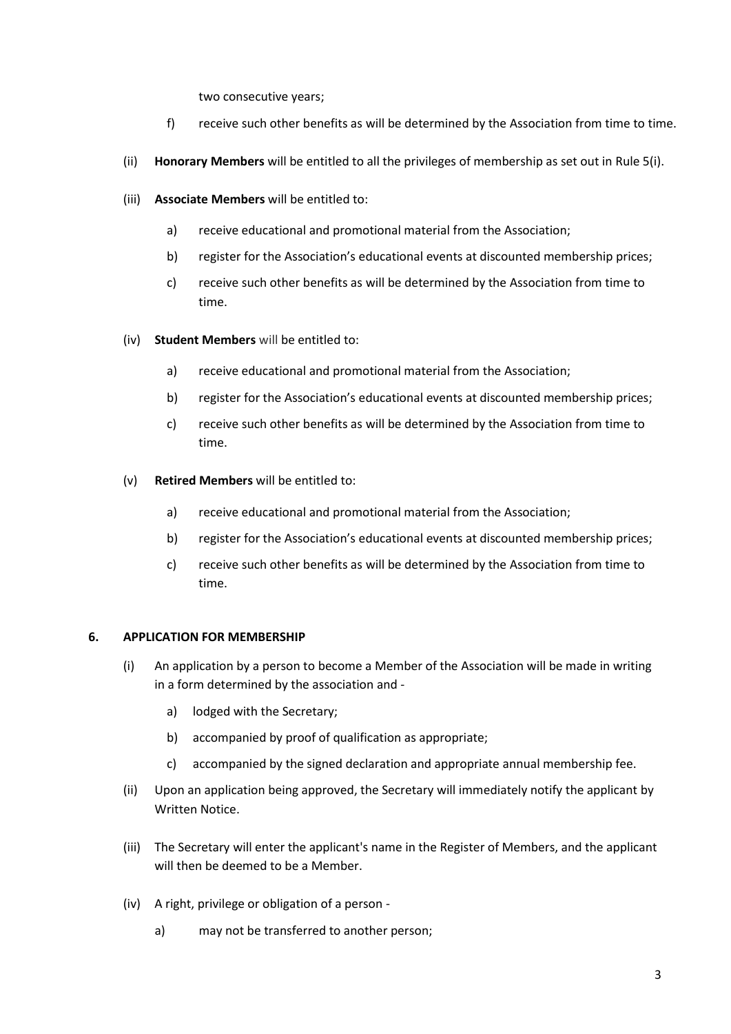two consecutive years;

f) receive such other benefits as will be determined by the Association from time to time.

(ii) **Honorary Members** will be entitled to all the privileges of membership as set out in Rule 5(i).

(iii) **Associate Members** will be entitled to:

a) receive educational and promotional material from the Association;

b) register for the Association's educational events at discounted membership prices;

c) receive such other benefits as will be determined by the Association from time to time.

(iv) **Student Members** will be entitled to:

a) receive educational and promotional material from the Association;

b) register for the Association's educational events at discounted membership prices;

c) receive such other benefits as will be determined by the Association from time to time.

(v) **Retired Members** will be entitled to:

a) receive educational and promotional material from the Association;

b) register for the Association's educational events at discounted membership prices;

c) receive such other benefits as will be determined by the Association from time to time.

**6. APPLICATION FOR MEMBERSHIP**

(i) An application by a person to become a Member of the Association will be made in writing in a form determined by the association and -

a) lodged with the Secretary;

b) accompanied by proof of qualification as appropriate;

c) accompanied by the signed declaration and appropriate annual membership fee.

(ii) Upon an application being approved, the Secretary will immediately notify the applicant by Written Notice.

(iii) The Secretary will enter the applicant's name in the Register of Members, and the applicant will then be deemed to be a Member.

(iv) A right, privilege or obligation of a person -

a) may not be transferred to another person;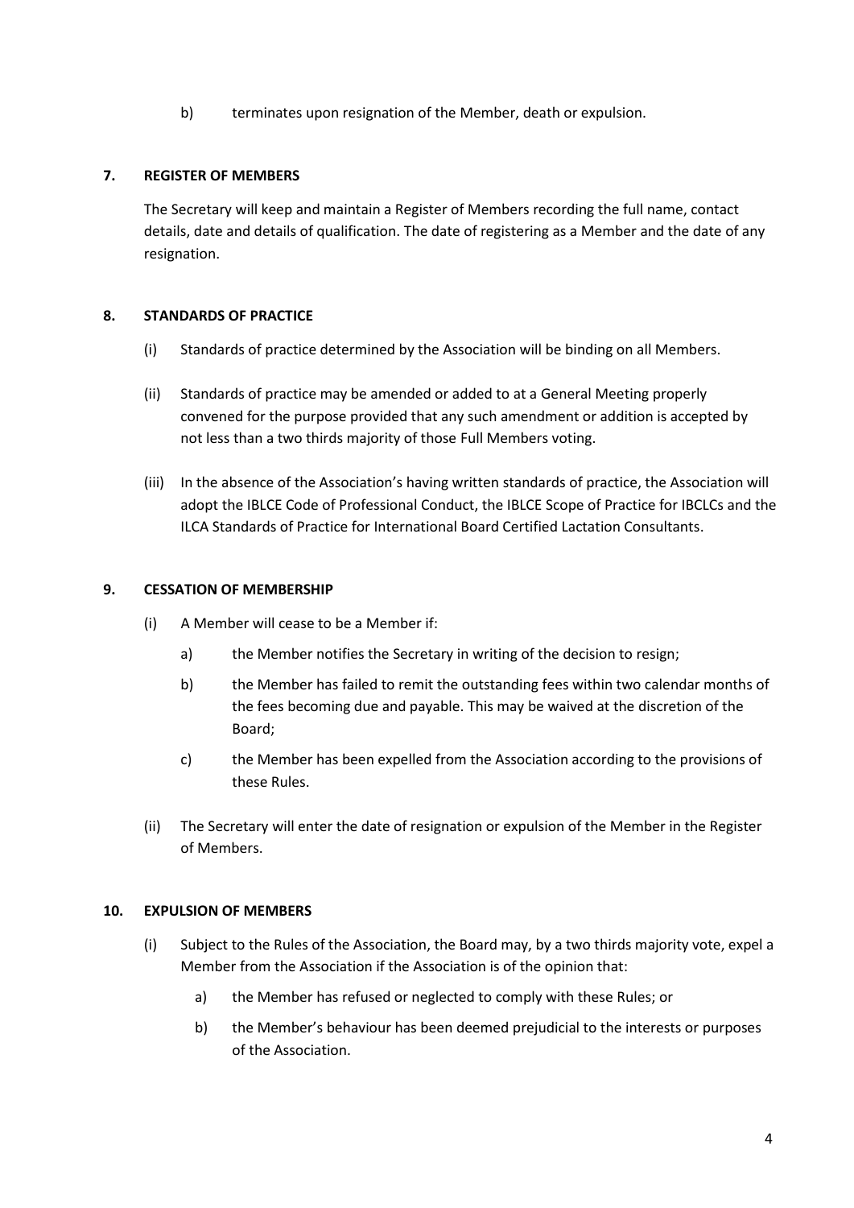b) terminates upon resignation of the Member, death or expulsion.

## 7. REGISTER OF MEMBERS

The Secretary will keep and maintain a Register of Members recording the full name, contact details, date and details of qualification. The date of registering as a Member and the date of any resignation.

## 8. STANDARDS OF PRACTICE

(i) Standards of practice determined by the Association will be binding on all Members.

(ii) Standards of practice may be amended or added to at a General Meeting properly convened for the purpose provided that any such amendment or addition is accepted by not less than a two thirds majority of those Full Members voting.

(iii) In the absence of the Association's having written standards of practice, the Association will adopt the IBLCE Code of Professional Conduct, the IBLCE Scope of Practice for IBCLCs and the ILCA Standards of Practice for International Board Certified Lactation Consultants.

## 9. CESSATION OF MEMBERSHIP

(i) A Member will cease to be a Member if:

- a) the Member notifies the Secretary in writing of the decision to resign;
- b) the Member has failed to remit the outstanding fees within two calendar months of the fees becoming due and payable. This may be waived at the discretion of the Board;
- c) the Member has been expelled from the Association according to the provisions of these Rules.

(ii) The Secretary will enter the date of resignation or expulsion of the Member in the Register of Members.

## 10. EXPULSION OF MEMBERS

(i) Subject to the Rules of the Association, the Board may, by a two thirds majority vote, expel a Member from the Association if the Association is of the opinion that:

- a) the Member has refused or neglected to comply with these Rules; or
- b) the Member's behaviour has been deemed prejudicial to the interests or purposes of the Association.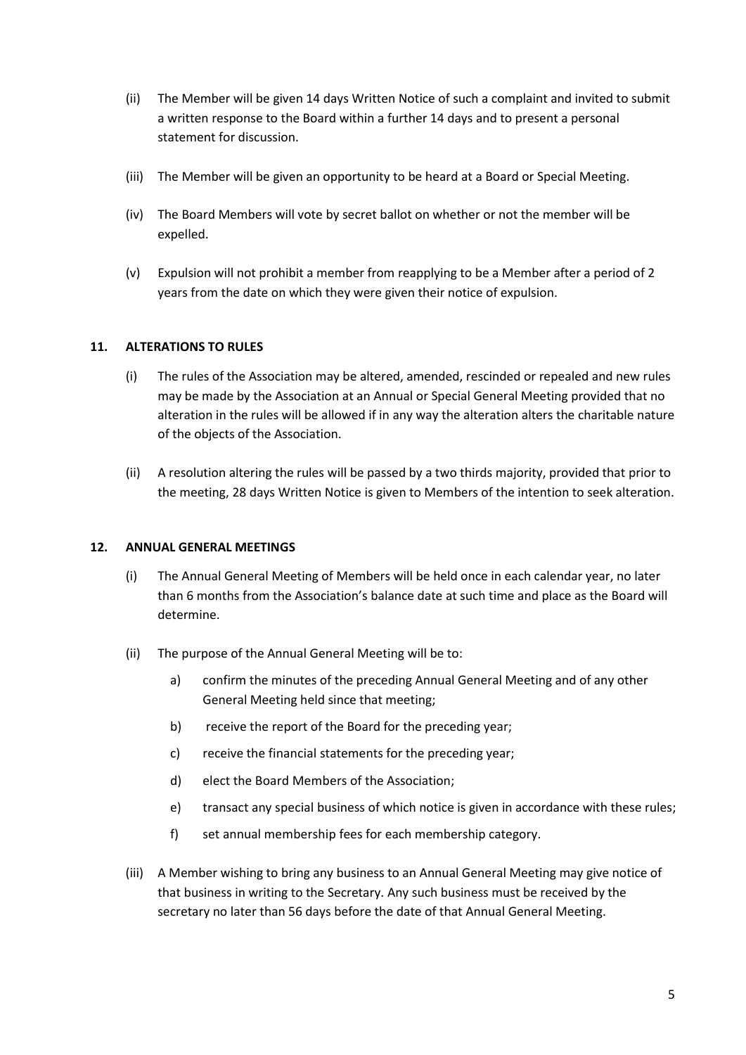(ii) The Member will be given 14 days Written Notice of such a complaint and invited to submit a written response to the Board within a further 14 days and to present a personal statement for discussion.

(iii) The Member will be given an opportunity to be heard at a Board or Special Meeting.

(iv) The Board Members will vote by secret ballot on whether or not the member will be expelled.

(v) Expulsion will not prohibit a member from reapplying to be a Member after a period of 2 years from the date on which they were given their notice of expulsion.

## 11. ALTERATIONS TO RULES

(i) The rules of the Association may be altered, amended, rescinded or repealed and new rules may be made by the Association at an Annual or Special General Meeting provided that no alteration in the rules will be allowed if in any way the alteration alters the charitable nature of the objects of the Association.

(ii) A resolution altering the rules will be passed by a two thirds majority, provided that prior to the meeting, 28 days Written Notice is given to Members of the intention to seek alteration.

## 12. ANNUAL GENERAL MEETINGS

(i) The Annual General Meeting of Members will be held once in each calendar year, no later than 6 months from the Association's balance date at such time and place as the Board will determine.

(ii) The purpose of the Annual General Meeting will be to:

  a) confirm the minutes of the preceding Annual General Meeting and of any other General Meeting held since that meeting;

  b) receive the report of the Board for the preceding year;

  c) receive the financial statements for the preceding year;

  d) elect the Board Members of the Association;

  e) transact any special business of which notice is given in accordance with these rules;

  f) set annual membership fees for each membership category.

(iii) A Member wishing to bring any business to an Annual General Meeting may give notice of that business in writing to the Secretary. Any such business must be received by the secretary no later than 56 days before the date of that Annual General Meeting.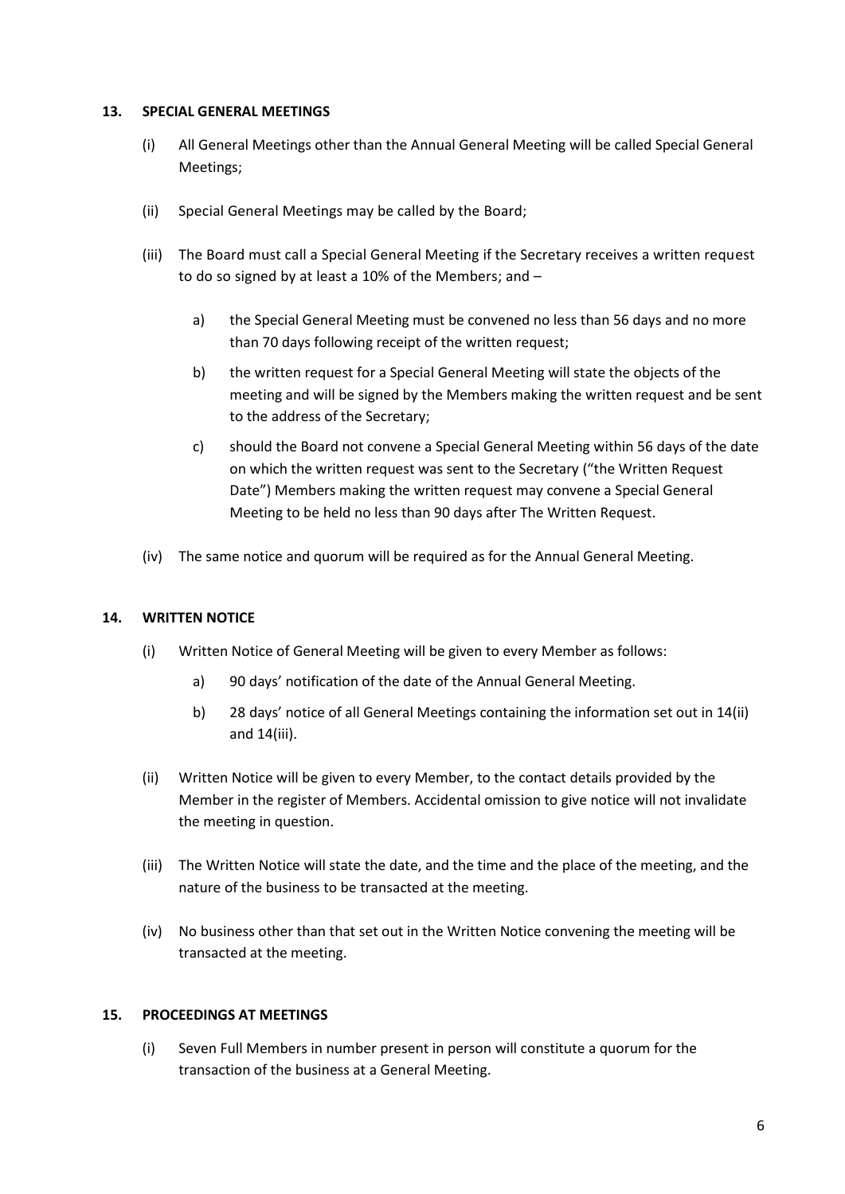## 13. SPECIAL GENERAL MEETINGS

(i) All General Meetings other than the Annual General Meeting will be called Special General Meetings;

(ii) Special General Meetings may be called by the Board;

(iii) The Board must call a Special General Meeting if the Secretary receives a written request to do so signed by at least a 10% of the Members; and –

a) the Special General Meeting must be convened no less than 56 days and no more than 70 days following receipt of the written request;

b) the written request for a Special General Meeting will state the objects of the meeting and will be signed by the Members making the written request and be sent to the address of the Secretary;

c) should the Board not convene a Special General Meeting within 56 days of the date on which the written request was sent to the Secretary ("the Written Request Date") Members making the written request may convene a Special General Meeting to be held no less than 90 days after The Written Request.

(iv) The same notice and quorum will be required as for the Annual General Meeting.

## 14. WRITTEN NOTICE

(i) Written Notice of General Meeting will be given to every Member as follows:

a) 90 days' notification of the date of the Annual General Meeting.

b) 28 days' notice of all General Meetings containing the information set out in 14(ii) and 14(iii).

(ii) Written Notice will be given to every Member, to the contact details provided by the Member in the register of Members. Accidental omission to give notice will not invalidate the meeting in question.

(iii) The Written Notice will state the date, and the time and the place of the meeting, and the nature of the business to be transacted at the meeting.

(iv) No business other than that set out in the Written Notice convening the meeting will be transacted at the meeting.

## 15. PROCEEDINGS AT MEETINGS

(i) Seven Full Members in number present in person will constitute a quorum for the transaction of the business at a General Meeting.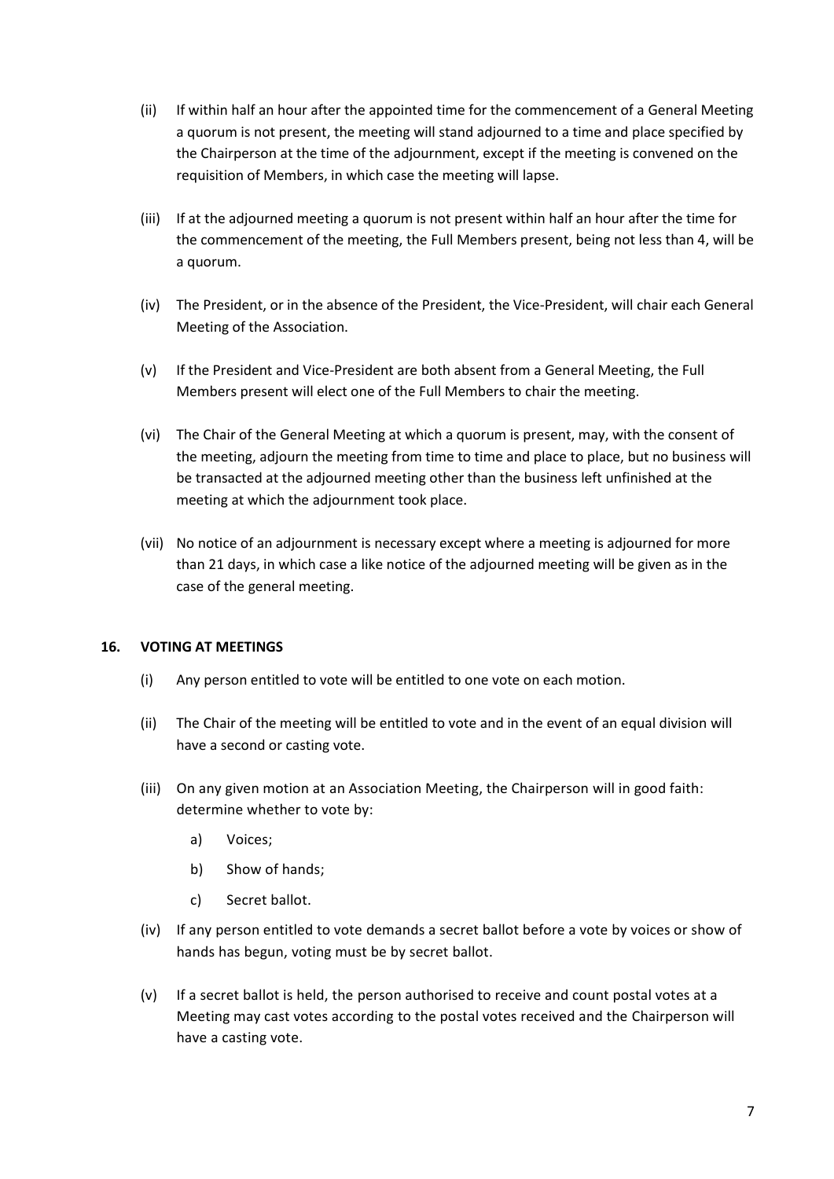(ii) If within half an hour after the appointed time for the commencement of a General Meeting a quorum is not present, the meeting will stand adjourned to a time and place specified by the Chairperson at the time of the adjournment, except if the meeting is convened on the requisition of Members, in which case the meeting will lapse.

(iii) If at the adjourned meeting a quorum is not present within half an hour after the time for the commencement of the meeting, the Full Members present, being not less than 4, will be a quorum.

(iv) The President, or in the absence of the President, the Vice-President, will chair each General Meeting of the Association.

(v) If the President and Vice-President are both absent from a General Meeting, the Full Members present will elect one of the Full Members to chair the meeting.

(vi) The Chair of the General Meeting at which a quorum is present, may, with the consent of the meeting, adjourn the meeting from time to time and place to place, but no business will be transacted at the adjourned meeting other than the business left unfinished at the meeting at which the adjournment took place.

(vii) No notice of an adjournment is necessary except where a meeting is adjourned for more than 21 days, in which case a like notice of the adjourned meeting will be given as in the case of the general meeting.

## 16. VOTING AT MEETINGS

(i) Any person entitled to vote will be entitled to one vote on each motion.

(ii) The Chair of the meeting will be entitled to vote and in the event of an equal division will have a second or casting vote.

(iii) On any given motion at an Association Meeting, the Chairperson will in good faith: determine whether to vote by:

   a) Voices;

   b) Show of hands;

   c) Secret ballot.

(iv) If any person entitled to vote demands a secret ballot before a vote by voices or show of hands has begun, voting must be by secret ballot.

(v) If a secret ballot is held, the person authorised to receive and count postal votes at a Meeting may cast votes according to the postal votes received and the Chairperson will have a casting vote.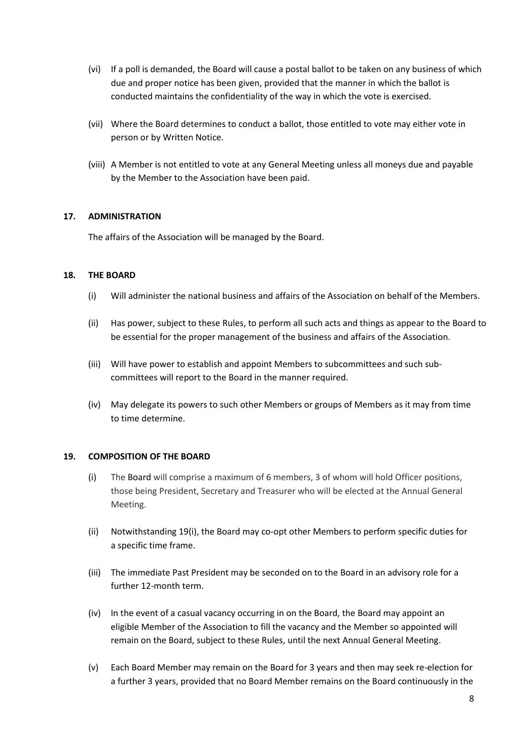(vi) If a poll is demanded, the Board will cause a postal ballot to be taken on any business of which due and proper notice has been given, provided that the manner in which the ballot is conducted maintains the confidentiality of the way in which the vote is exercised.

(vii) Where the Board determines to conduct a ballot, those entitled to vote may either vote in person or by Written Notice.

(viii) A Member is not entitled to vote at any General Meeting unless all moneys due and payable by the Member to the Association have been paid.

**17. ADMINISTRATION**

The affairs of the Association will be managed by the Board.

**18. THE BOARD**

(i) Will administer the national business and affairs of the Association on behalf of the Members.

(ii) Has power, subject to these Rules, to perform all such acts and things as appear to the Board to be essential for the proper management of the business and affairs of the Association.

(iii) Will have power to establish and appoint Members to subcommittees and such sub-committees will report to the Board in the manner required.

(iv) May delegate its powers to such other Members or groups of Members as it may from time to time determine.

**19. COMPOSITION OF THE BOARD**

(i) The Board will comprise a maximum of 6 members, 3 of whom will hold Officer positions, those being President, Secretary and Treasurer who will be elected at the Annual General Meeting.

(ii) Notwithstanding 19(i), the Board may co-opt other Members to perform specific duties for a specific time frame.

(iii) The immediate Past President may be seconded on to the Board in an advisory role for a further 12-month term.

(iv) In the event of a casual vacancy occurring in on the Board, the Board may appoint an eligible Member of the Association to fill the vacancy and the Member so appointed will remain on the Board, subject to these Rules, until the next Annual General Meeting.

(v) Each Board Member may remain on the Board for 3 years and then may seek re-election for a further 3 years, provided that no Board Member remains on the Board continuously in the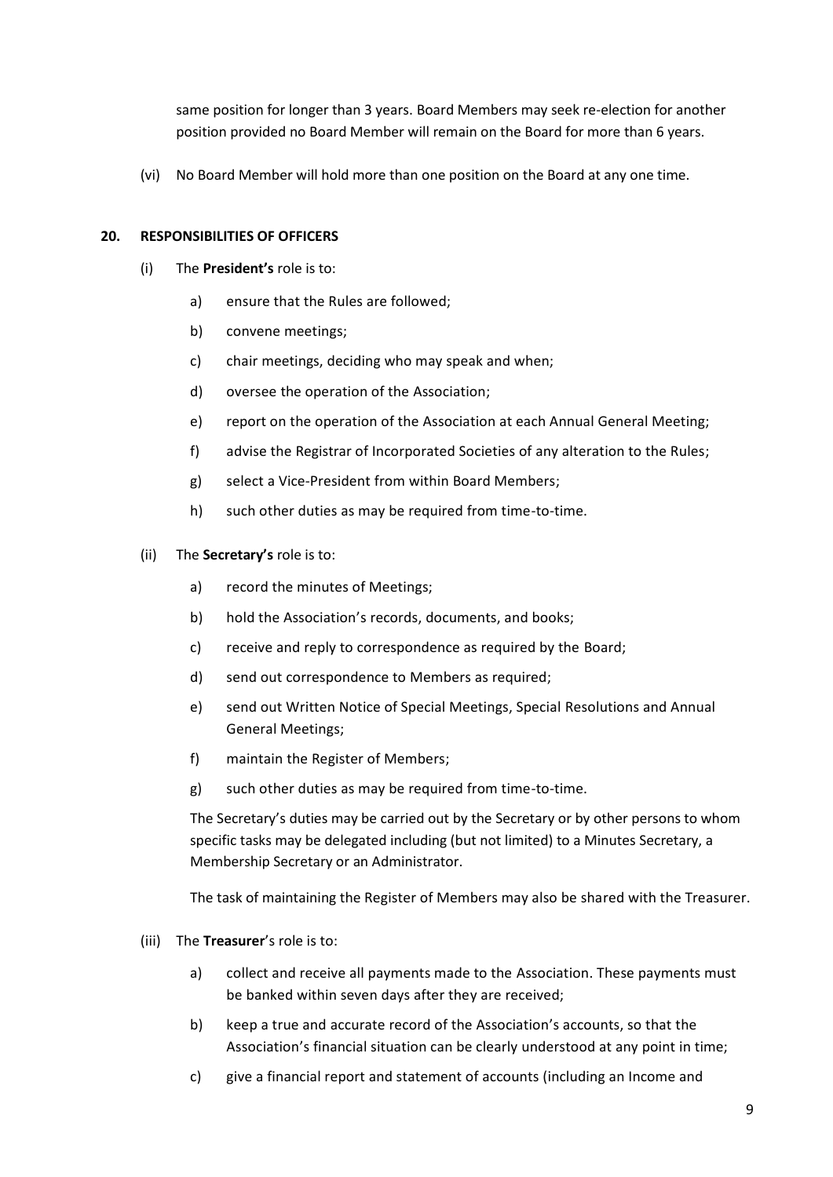same position for longer than 3 years. Board Members may seek re-election for another position provided no Board Member will remain on the Board for more than 6 years.

(vi) No Board Member will hold more than one position on the Board at any one time.

## 20. RESPONSIBILITIES OF OFFICERS

(i) The **President's** role is to:

a) ensure that the Rules are followed;

b) convene meetings;

c) chair meetings, deciding who may speak and when;

d) oversee the operation of the Association;

e) report on the operation of the Association at each Annual General Meeting;

f) advise the Registrar of Incorporated Societies of any alteration to the Rules;

g) select a Vice-President from within Board Members;

h) such other duties as may be required from time-to-time.

(ii) The **Secretary's** role is to:

a) record the minutes of Meetings;

b) hold the Association's records, documents, and books;

c) receive and reply to correspondence as required by the Board;

d) send out correspondence to Members as required;

e) send out Written Notice of Special Meetings, Special Resolutions and Annual General Meetings;

f) maintain the Register of Members;

g) such other duties as may be required from time-to-time.

The Secretary's duties may be carried out by the Secretary or by other persons to whom specific tasks may be delegated including (but not limited) to a Minutes Secretary, a Membership Secretary or an Administrator.

The task of maintaining the Register of Members may also be shared with the Treasurer.

(iii) The **Treasurer**'s role is to:

a) collect and receive all payments made to the Association. These payments must be banked within seven days after they are received;

b) keep a true and accurate record of the Association's accounts, so that the Association's financial situation can be clearly understood at any point in time;

c) give a financial report and statement of accounts (including an Income and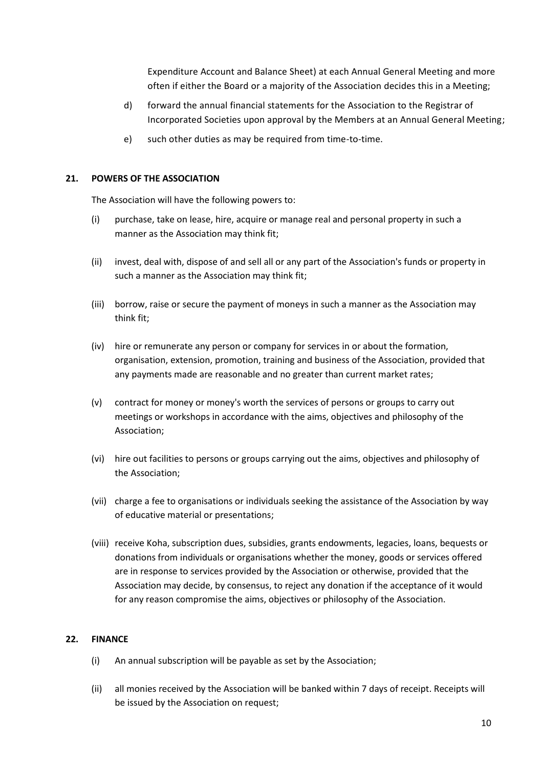Expenditure Account and Balance Sheet) at each Annual General Meeting and more often if either the Board or a majority of the Association decides this in a Meeting;

d) forward the annual financial statements for the Association to the Registrar of Incorporated Societies upon approval by the Members at an Annual General Meeting;

e) such other duties as may be required from time-to-time.

## 21. POWERS OF THE ASSOCIATION

The Association will have the following powers to:

(i) purchase, take on lease, hire, acquire or manage real and personal property in such a manner as the Association may think fit;

(ii) invest, deal with, dispose of and sell all or any part of the Association's funds or property in such a manner as the Association may think fit;

(iii) borrow, raise or secure the payment of moneys in such a manner as the Association may think fit;

(iv) hire or remunerate any person or company for services in or about the formation, organisation, extension, promotion, training and business of the Association, provided that any payments made are reasonable and no greater than current market rates;

(v) contract for money or money's worth the services of persons or groups to carry out meetings or workshops in accordance with the aims, objectives and philosophy of the Association;

(vi) hire out facilities to persons or groups carrying out the aims, objectives and philosophy of the Association;

(vii) charge a fee to organisations or individuals seeking the assistance of the Association by way of educative material or presentations;

(viii) receive Koha, subscription dues, subsidies, grants endowments, legacies, loans, bequests or donations from individuals or organisations whether the money, goods or services offered are in response to services provided by the Association or otherwise, provided that the Association may decide, by consensus, to reject any donation if the acceptance of it would for any reason compromise the aims, objectives or philosophy of the Association.

## 22. FINANCE

(i) An annual subscription will be payable as set by the Association;

(ii) all monies received by the Association will be banked within 7 days of receipt. Receipts will be issued by the Association on request;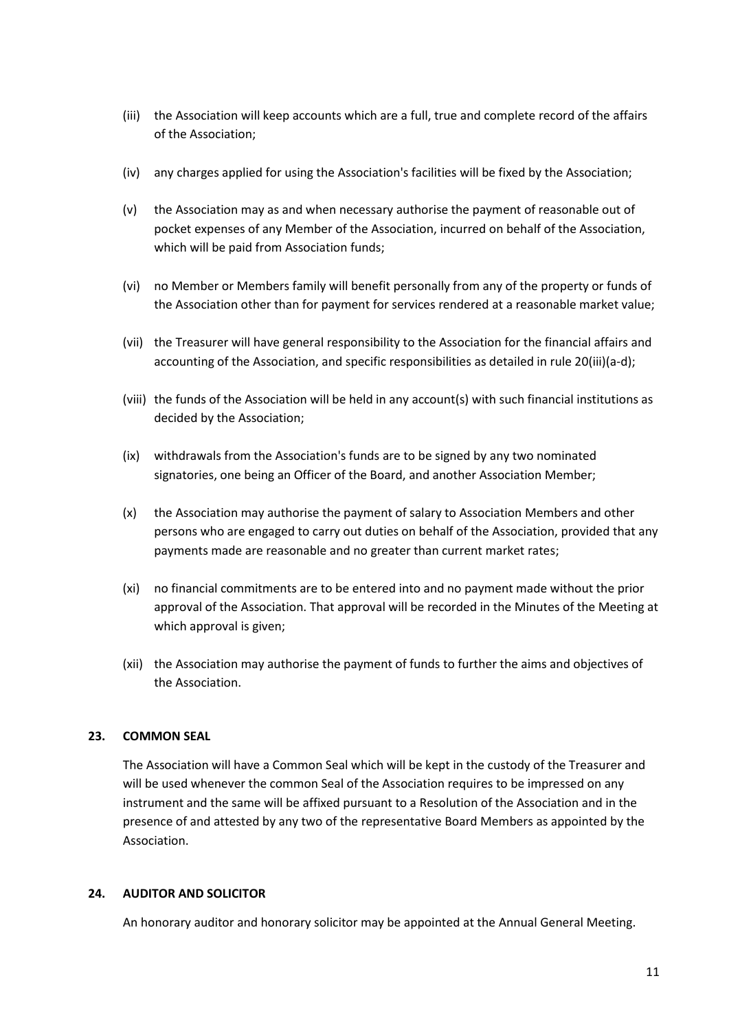(iii) the Association will keep accounts which are a full, true and complete record of the affairs of the Association;

(iv) any charges applied for using the Association's facilities will be fixed by the Association;

(v) the Association may as and when necessary authorise the payment of reasonable out of pocket expenses of any Member of the Association, incurred on behalf of the Association, which will be paid from Association funds;

(vi) no Member or Members family will benefit personally from any of the property or funds of the Association other than for payment for services rendered at a reasonable market value;

(vii) the Treasurer will have general responsibility to the Association for the financial affairs and accounting of the Association, and specific responsibilities as detailed in rule 20(iii)(a-d);

(viii) the funds of the Association will be held in any account(s) with such financial institutions as decided by the Association;

(ix) withdrawals from the Association's funds are to be signed by any two nominated signatories, one being an Officer of the Board, and another Association Member;

(x) the Association may authorise the payment of salary to Association Members and other persons who are engaged to carry out duties on behalf of the Association, provided that any payments made are reasonable and no greater than current market rates;

(xi) no financial commitments are to be entered into and no payment made without the prior approval of the Association. That approval will be recorded in the Minutes of the Meeting at which approval is given;

(xii) the Association may authorise the payment of funds to further the aims and objectives of the Association.

**23. COMMON SEAL**

The Association will have a Common Seal which will be kept in the custody of the Treasurer and will be used whenever the common Seal of the Association requires to be impressed on any instrument and the same will be affixed pursuant to a Resolution of the Association and in the presence of and attested by any two of the representative Board Members as appointed by the Association.

**24. AUDITOR AND SOLICITOR**

An honorary auditor and honorary solicitor may be appointed at the Annual General Meeting.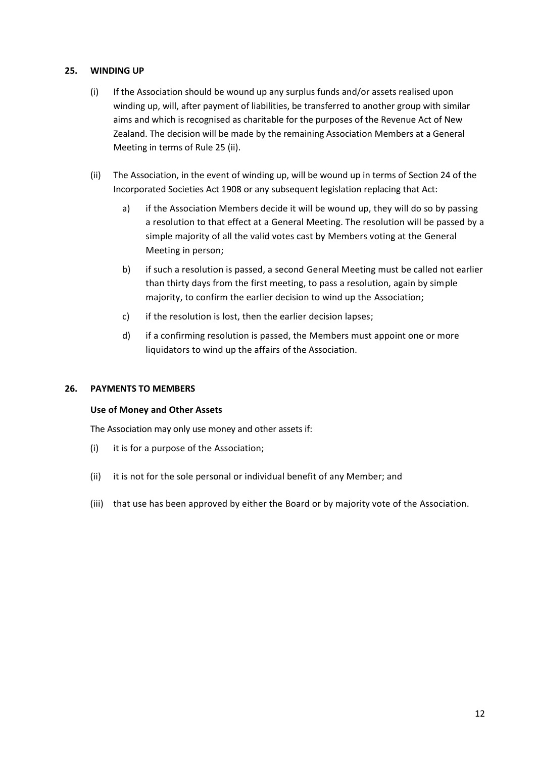## 25. WINDING UP

(i) If the Association should be wound up any surplus funds and/or assets realised upon winding up, will, after payment of liabilities, be transferred to another group with similar aims and which is recognised as charitable for the purposes of the Revenue Act of New Zealand. The decision will be made by the remaining Association Members at a General Meeting in terms of Rule 25 (ii).

(ii) The Association, in the event of winding up, will be wound up in terms of Section 24 of the Incorporated Societies Act 1908 or any subsequent legislation replacing that Act:

   a) if the Association Members decide it will be wound up, they will do so by passing a resolution to that effect at a General Meeting. The resolution will be passed by a simple majority of all the valid votes cast by Members voting at the General Meeting in person;

   b) if such a resolution is passed, a second General Meeting must be called not earlier than thirty days from the first meeting, to pass a resolution, again by simple majority, to confirm the earlier decision to wind up the Association;

   c) if the resolution is lost, then the earlier decision lapses;

   d) if a confirming resolution is passed, the Members must appoint one or more liquidators to wind up the affairs of the Association.

## 26. PAYMENTS TO MEMBERS

**Use of Money and Other Assets**

The Association may only use money and other assets if:

(i) it is for a purpose of the Association;

(ii) it is not for the sole personal or individual benefit of any Member; and

(iii) that use has been approved by either the Board or by majority vote of the Association.